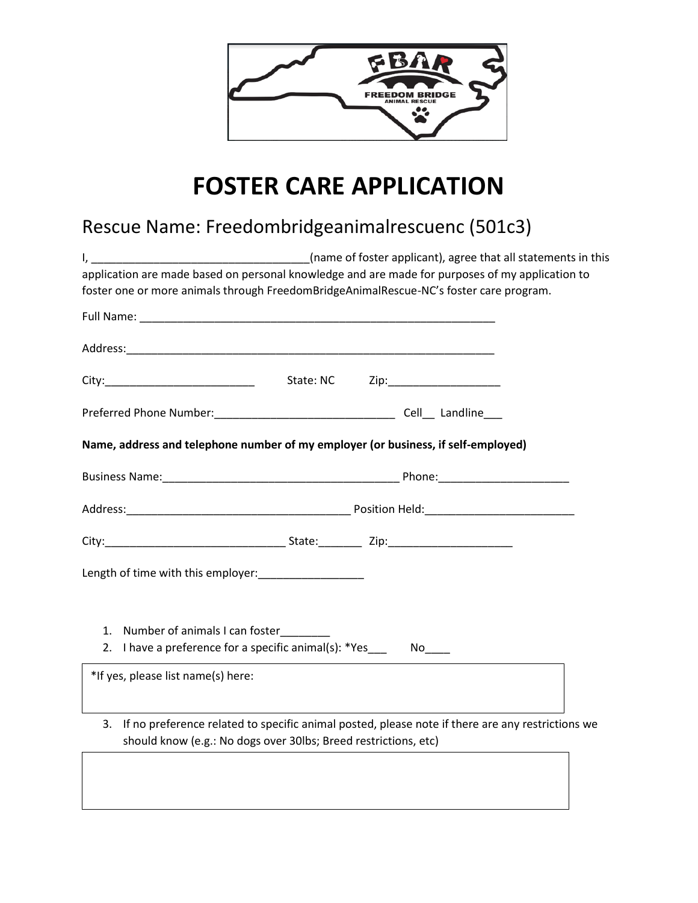# FOSTER CARE APPLICATION

## Rescue Name: Freedombridgeanimalrescuenc (501c3)

I, ___________________________________(name of foster applicant), agree that all statements in this application are made based on personal knowledge and are made for purposes of my application to foster one or more animals through FreedomBridgeAnimalRescue-NC's foster care program.

Full Name: ____________________________________________________________

Address:_______________________________________________________________

City:_________________________ State: NC Zip:__________________

Preferred Phone Number:_____________________________ Cell__ Landline___

**Name, address and telephone number of my employer (or business, if self-employed)**

Business Name:_______________________________________ Phone:_____________________

Address:____________________________________ Position Held:________________________

City:_____________________________ State:_______ Zip:____________________

Length of time with this employer:_________________

1. Number of animals I can foster________
2. I have a preference for a specific animal(s): *Yes___ No____

*If yes, please list name(s) here:

3. If no preference related to specific animal posted, please note if there are any restrictions we should know (e.g.: No dogs over 30lbs; Breed restrictions, etc)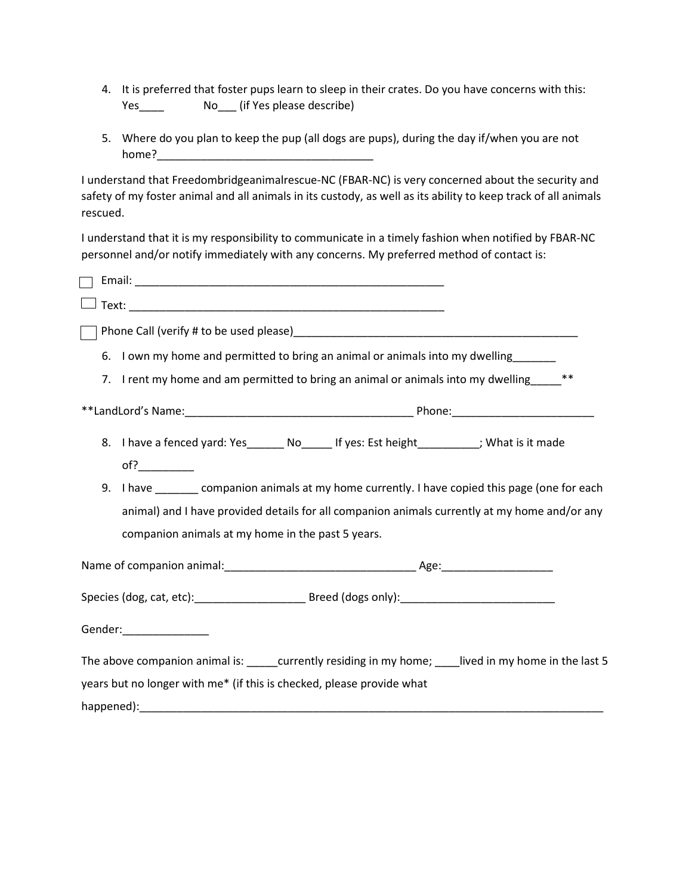4. It is preferred that foster pups learn to sleep in their crates. Do you have concerns with this: Yes____ No___ (if Yes please describe)

5. Where do you plan to keep the pup (all dogs are pups), during the day if/when you are not home?___________________________________

I understand that Freedombridgeanimalrescue-NC (FBAR-NC) is very concerned about the security and safety of my foster animal and all animals in its custody, as well as its ability to keep track of all animals rescued.

I understand that it is my responsibility to communicate in a timely fashion when notified by FBAR-NC personnel and/or notify immediately with any concerns. My preferred method of contact is:

☐ Email: ____________________________________________________

☐ Text: _____________________________________________________

☐ Phone Call (verify # to be used please)_______________________________________________

6. I own my home and permitted to bring an animal or animals into my dwelling_______
7. I rent my home and am permitted to bring an animal or animals into my dwelling_____**

**LandLord's Name:_____________________________________ Phone:_______________________

8. I have a fenced yard: Yes______ No_____ If yes: Est height__________; What is it made of?_________
9. I have _______ companion animals at my home currently. I have copied this page (one for each animal) and I have provided details for all companion animals currently at my home and/or any companion animals at my home in the past 5 years.

Name of companion animal:_______________________________ Age:__________________

Species (dog, cat, etc):__________________ Breed (dogs only):_________________________

Gender:______________

The above companion animal is: _____currently residing in my home; ____lived in my home in the last 5 years but no longer with me* (if this is checked, please provide what happened):_______________________________________________________________________________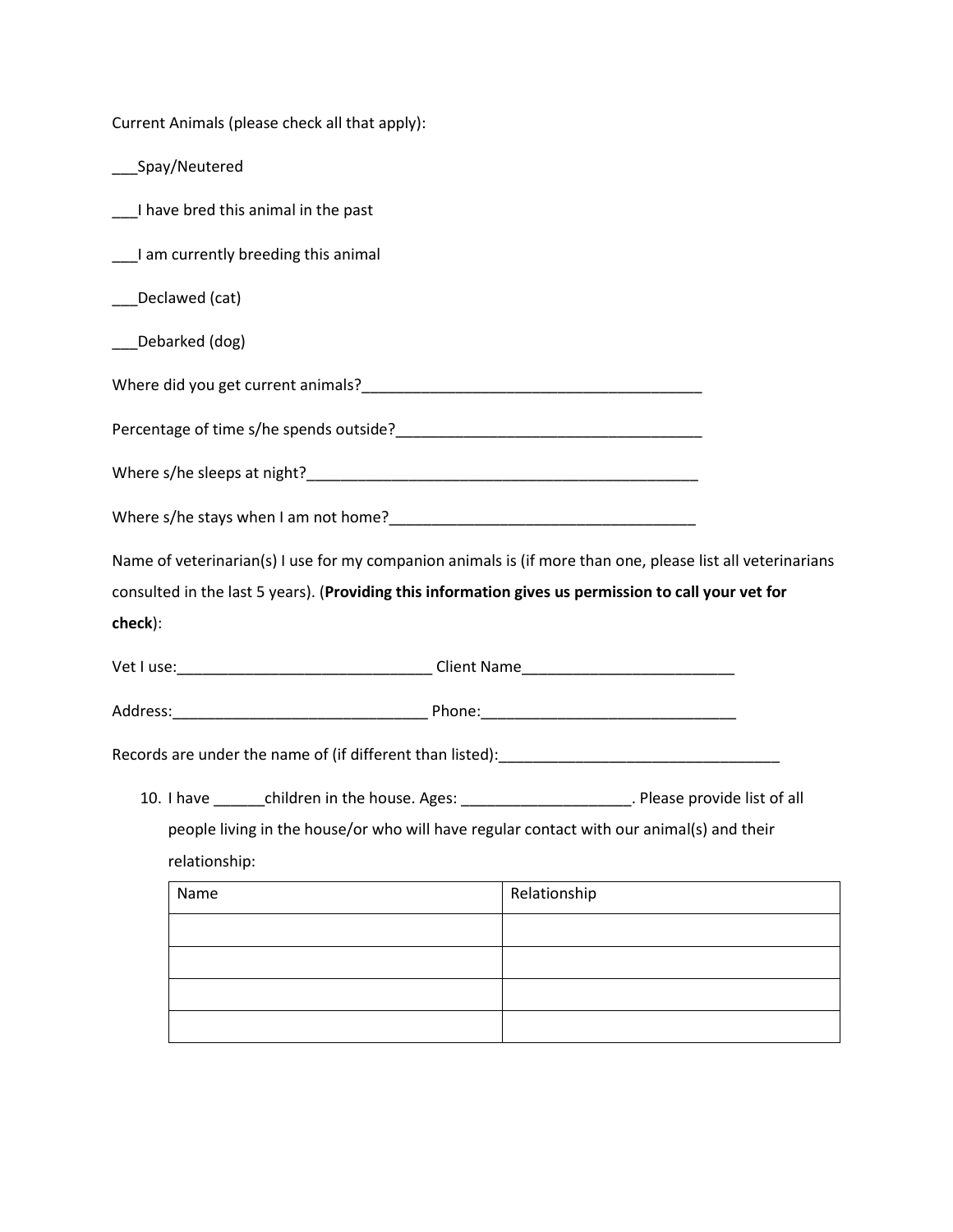Current Animals (please check all that apply):

___Spay/Neutered

___I have bred this animal in the past

___I am currently breeding this animal

___Declawed (cat)

___Debarked (dog)

Where did you get current animals?__________________________________________

Percentage of time s/he spends outside?______________________________________

Where s/he sleeps at night?_________________________________________________

Where s/he stays when I am not home?_____________________________________

Name of veterinarian(s) I use for my companion animals is (if more than one, please list all veterinarians consulted in the last 5 years). (**Providing this information gives us permission to call your vet for check**):

Vet I use:_______________________________ Client Name__________________________

Address:_______________________________ Phone:_______________________________

Records are under the name of (if different than listed):__________________________________

10. I have ______children in the house. Ages: ____________________. Please provide list of all people living in the house/or who will have regular contact with our animal(s) and their relationship:

| Name | Relationship |
|---|---|
| | |
| | |
| | |
| | |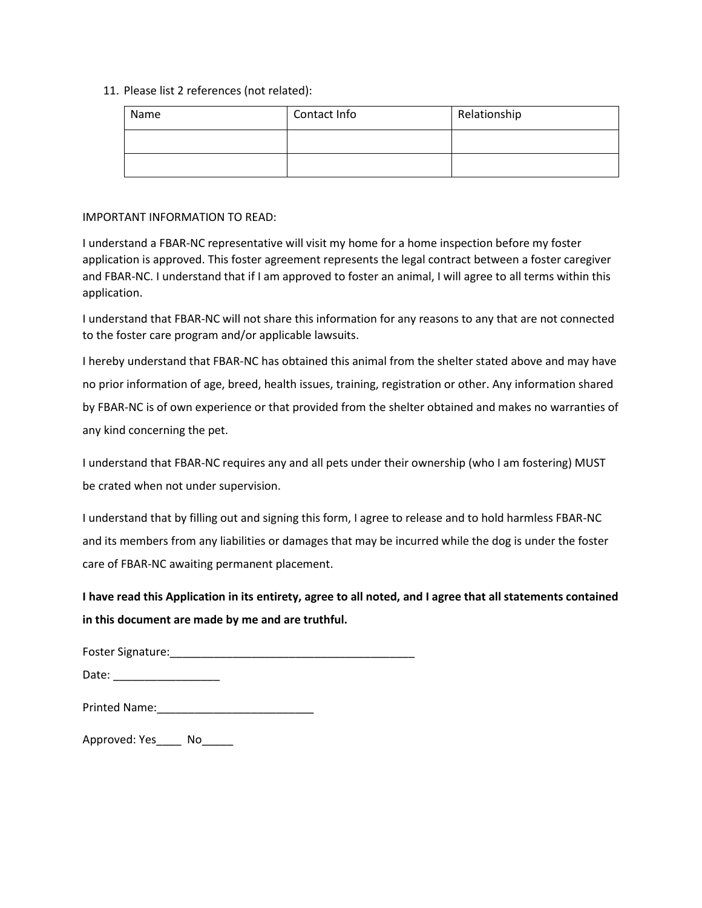11. Please list 2 references (not related):

| Name | Contact Info | Relationship |
|---|---|---|
| | | |
| | | |

IMPORTANT INFORMATION TO READ:

I understand a FBAR-NC representative will visit my home for a home inspection before my foster application is approved. This foster agreement represents the legal contract between a foster caregiver and FBAR-NC. I understand that if I am approved to foster an animal, I will agree to all terms within this application.

I understand that FBAR-NC will not share this information for any reasons to any that are not connected to the foster care program and/or applicable lawsuits.

I hereby understand that FBAR-NC has obtained this animal from the shelter stated above and may have no prior information of age, breed, health issues, training, registration or other. Any information shared by FBAR-NC is of own experience or that provided from the shelter obtained and makes no warranties of any kind concerning the pet.

I understand that FBAR-NC requires any and all pets under their ownership (who I am fostering) MUST be crated when not under supervision.

I understand that by filling out and signing this form, I agree to release and to hold harmless FBAR-NC and its members from any liabilities or damages that may be incurred while the dog is under the foster care of FBAR-NC awaiting permanent placement.

**I have read this Application in its entirety, agree to all noted, and I agree that all statements contained in this document are made by me and are truthful.**

Foster Signature:________________________________________

Date: _________________

Printed Name:_________________________

Approved: Yes____ No_____